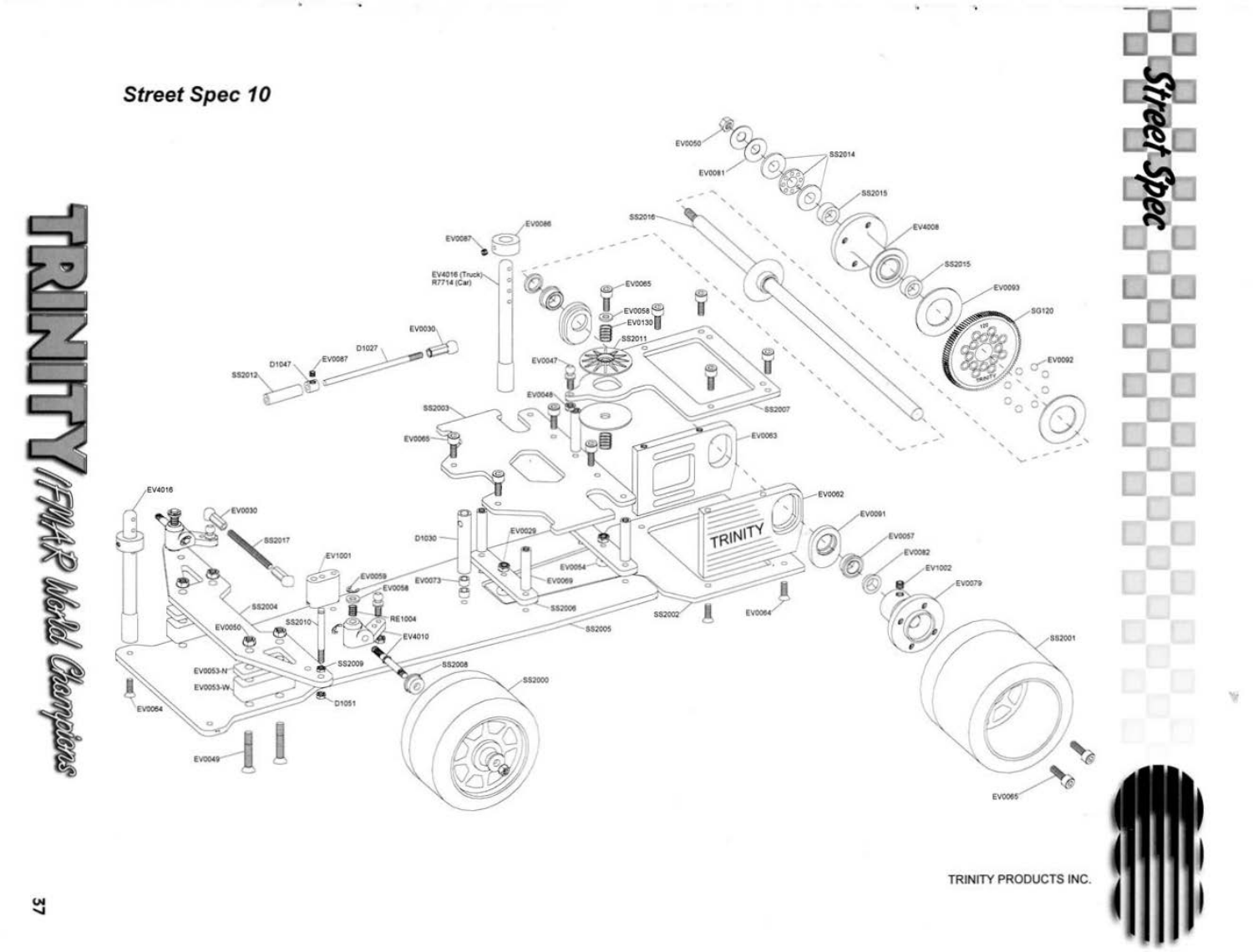*Street Spec 10*

EV0050

SS2014

EV0081

SS2015

SS2016

EV4008

SS2015

EV0093

SG120

EV0092

EV0087

EV0086

EV4016 (Truck)
R7714 (Car)

EV0065

EV0058

EV0130

SS2011

EV0030

D1027

EV0087

D1047

SS2012

EV0047

EV0048

SS2003

SS2007

EV0065

EV0063

EV4016

EV0030

SS2017

D1030

EV0029

EV0062

EV0091

EV0057

EV0082

EV1002

EV0079

EV1001

EV0059

EV0058

EV0073

EV0054

EV0069

SS2006

SS2004

EV0050

SS2010

RE1004

EV4010

SS2005

SS2002

EV0064

SS2001

SS2009

SS2008

SS2000

EV0053-N

EV0053-W

D1051

EV0064

EV0049

EV0065

TRINITY

TRINITY PRODUCTS INC.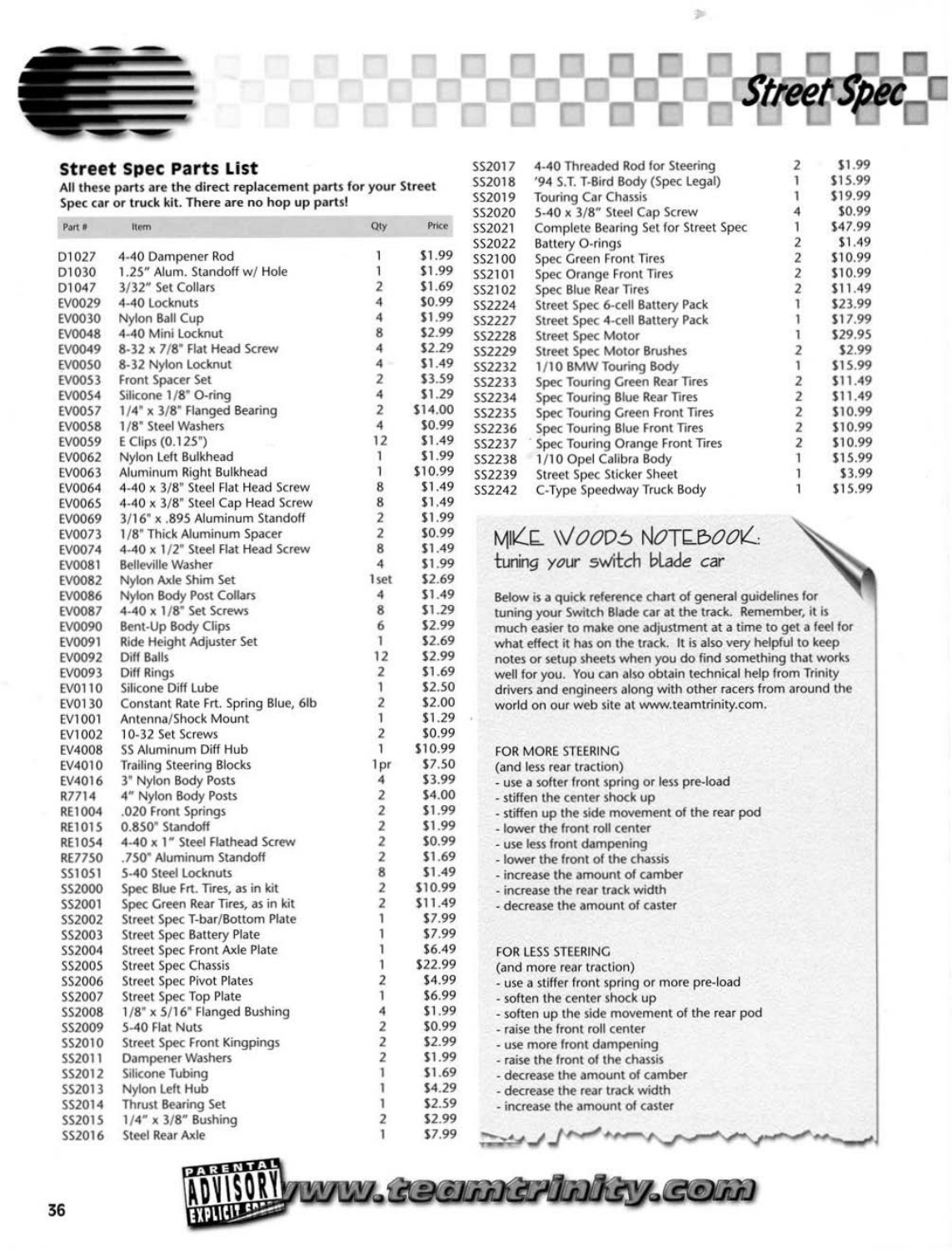## Street Spec Parts List

**All these parts are the direct replacement parts for your Street Spec car or truck kit. There are no hop up parts!**

| Part # | Item | Qty | Price |
|---|---|---|---|
| D1027 | 4-40 Dampener Rod | 1 | $1.99 |
| D1030 | 1.25" Alum. Standoff w/ Hole | 1 | $1.99 |
| D1047 | 3/32" Set Collars | 2 | $1.69 |
| EV0029 | 4-40 Locknuts | 4 | $0.99 |
| EV0030 | Nylon Ball Cup | 4 | $1.99 |
| EV0048 | 4-40 Mini Locknut | 8 | $2.99 |
| EV0049 | 8-32 x 7/8" Flat Head Screw | 4 | $2.29 |
| EV0050 | 8-32 Nylon Locknut | 4 | $1.49 |
| EV0053 | Front Spacer Set | 2 | $3.59 |
| EV0054 | Silicone 1/8" O-ring | 4 | $1.29 |
| EV0057 | 1/4" x 3/8" Flanged Bearing | 2 | $14.00 |
| EV0058 | 1/8" Steel Washers | 4 | $0.99 |
| EV0059 | E Clips (0.125") | 12 | $1.49 |
| EV0062 | Nylon Left Bulkhead | 1 | $1.99 |
| EV0063 | Aluminum Right Bulkhead | 1 | $10.99 |
| EV0064 | 4-40 x 3/8" Steel Flat Head Screw | 8 | $1.49 |
| EV0065 | 4-40 x 3/8" Steel Cap Head Screw | 8 | $1.49 |
| EV0069 | 3/16" x .895 Aluminum Standoff | 2 | $1.99 |
| EV0073 | 1/8" Thick Aluminum Spacer | 2 | $0.99 |
| EV0074 | 4-40 x 1/2" Steel Flat Head Screw | 8 | $1.49 |
| EV0081 | Belleville Washer | 4 | $1.99 |
| EV0082 | Nylon Axle Shim Set | 1set | $2.69 |
| EV0086 | Nylon Body Post Collars | 4 | $1.49 |
| EV0087 | 4-40 x 1/8" Set Screws | 8 | $1.29 |
| EV0090 | Bent-Up Body Clips | 6 | $2.99 |
| EV0091 | Ride Height Adjuster Set | 1 | $2.69 |
| EV0092 | Diff Balls | 12 | $2.99 |
| EV0093 | Diff Rings | 2 | $1.69 |
| EV0110 | Silicone Diff Lube | 1 | $2.50 |
| EV0130 | Constant Rate Frt. Spring Blue, 6lb | 2 | $2.00 |
| EV1001 | Antenna/Shock Mount | 1 | $1.29 |
| EV1002 | 10-32 Set Screws | 2 | $0.99 |
| EV4008 | SS Aluminum Diff Hub | 1 | $10.99 |
| EV4010 | Trailing Steering Blocks | 1pr | $7.50 |
| EV4016 | 3" Nylon Body Posts | 4 | $3.99 |
| R7714 | 4" Nylon Body Posts | 2 | $4.00 |
| RE1004 | .020 Front Springs | 2 | $1.99 |
| RE1015 | 0.850" Standoff | 2 | $1.99 |
| RE1054 | 4-40 x 1" Steel Flathead Screw | 2 | $0.99 |
| RE7750 | .750" Aluminum Standoff | 2 | $1.69 |
| SS1051 | 5-40 Steel Locknuts | 8 | $1.49 |
| SS2000 | Spec Blue Frt. Tires, as in kit | 2 | $10.99 |
| SS2001 | Spec Green Rear Tires, as in kit | 2 | $11.49 |
| SS2002 | Street Spec T-bar/Bottom Plate | 1 | $7.99 |
| SS2003 | Street Spec Battery Plate | 1 | $7.99 |
| SS2004 | Street Spec Front Axle Plate | 1 | $6.49 |
| SS2005 | Street Spec Chassis | 1 | $22.99 |
| SS2006 | Street Spec Pivot Plates | 2 | $4.99 |
| SS2007 | Street Spec Top Plate | 1 | $6.99 |
| SS2008 | 1/8" x 5/16" Flanged Bushing | 4 | $1.99 |
| SS2009 | 5-40 Flat Nuts | 2 | $0.99 |
| SS2010 | Street Spec Front Kingpings | 2 | $2.99 |
| SS2011 | Dampener Washers | 2 | $1.99 |
| SS2012 | Silicone Tubing | 1 | $1.69 |
| SS2013 | Nylon Left Hub | 1 | $4.29 |
| SS2014 | Thrust Bearing Set | 1 | $2.59 |
| SS2015 | 1/4" x 3/8" Bushing | 2 | $2.99 |
| SS2016 | Steel Rear Axle | 1 | $7.99 |
| SS2017 | 4-40 Threaded Rod for Steering | 2 | $1.99 |
| SS2018 | '94 S.T. T-Bird Body (Spec Legal) | 1 | $15.99 |
| SS2019 | Touring Car Chassis | 1 | $19.99 |
| SS2020 | 5-40 x 3/8" Steel Cap Screw | 4 | $0.99 |
| SS2021 | Complete Bearing Set for Street Spec | 1 | $47.99 |
| SS2022 | Battery O-rings | 2 | $1.49 |
| SS2100 | Spec Green Front Tires | 2 | $10.99 |
| SS2101 | Spec Orange Front Tires | 2 | $10.99 |
| SS2102 | Spec Blue Rear Tires | 2 | $11.49 |
| SS2224 | Street Spec 6-cell Battery Pack | 1 | $23.99 |
| SS2227 | Street Spec 4-cell Battery Pack | 1 | $17.99 |
| SS2228 | Street Spec Motor | 1 | $29.95 |
| SS2229 | Street Spec Motor Brushes | 2 | $2.99 |
| SS2232 | 1/10 BMW Touring Body | 1 | $15.99 |
| SS2233 | Spec Touring Green Rear Tires | 2 | $11.49 |
| SS2234 | Spec Touring Blue Rear Tires | 2 | $11.49 |
| SS2235 | Spec Touring Green Front Tires | 2 | $10.99 |
| SS2236 | Spec Touring Blue Front Tires | 2 | $10.99 |
| SS2237 | Spec Touring Orange Front Tires | 2 | $10.99 |
| SS2238 | 1/10 Opel Calibra Body | 1 | $15.99 |
| SS2239 | Street Spec Sticker Sheet | 1 | $3.99 |
| SS2242 | C-Type Speedway Truck Body | 1 | $15.99 |

## MIKE WOODS NOTEBOOK:
### tuning your switch blade car

Below is a quick reference chart of general guidelines for tuning your Switch Blade car at the track. Remember, it is much easier to make one adjustment at a time to get a feel for what effect it has on the track. It is also very helpful to keep notes or setup sheets when you do find something that works well for you. You can also obtain technical help from Trinity drivers and engineers along with other racers from around the world on our web site at www.teamtrinity.com.

FOR MORE STEERING
(and less rear traction)
- use a softer front spring or less pre-load
- stiffen the center shock up
- stiffen up the side movement of the rear pod
- lower the front roll center
- use less front dampening
- lower the front of the chassis
- increase the amount of camber
- increase the rear track width
- decrease the amount of caster

FOR LESS STEERING
(and more rear traction)
- use a stiffer front spring or more pre-load
- soften the center shock up
- soften up the side movement of the rear pod
- raise the front roll center
- use more front dampening
- raise the front of the chassis
- decrease the amount of camber
- decrease the rear track width
- increase the amount of caster

www.teamtrinity.com